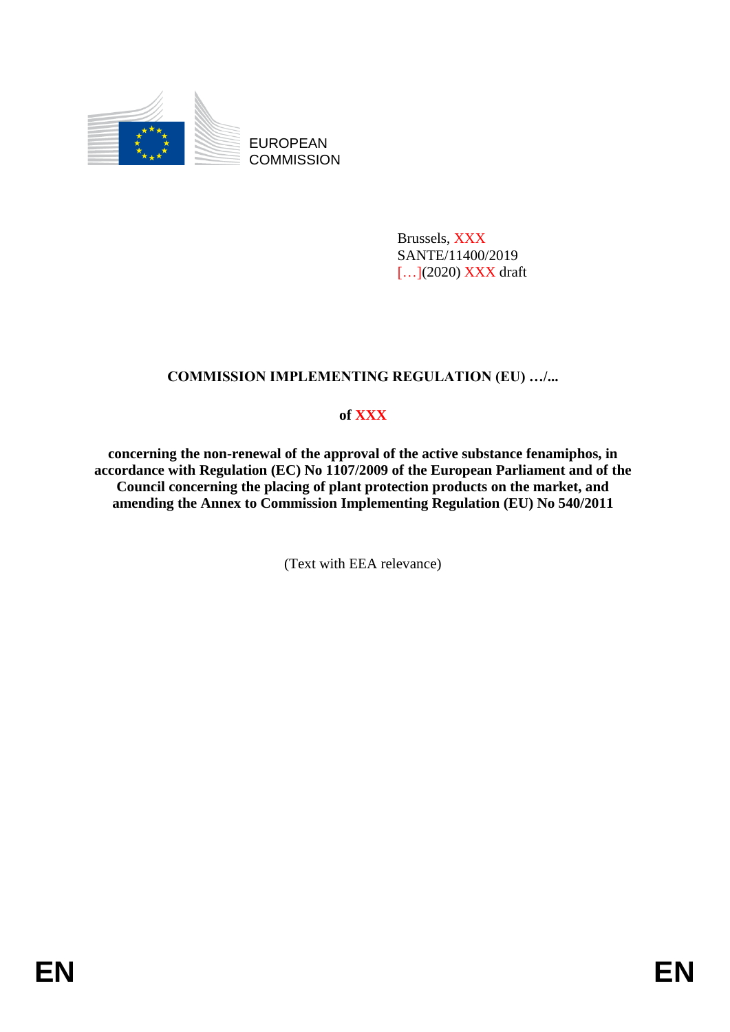EUROPEAN COMMISSION

Brussels, XXX
SANTE/11400/2019
[…](2020) XXX draft

**COMMISSION IMPLEMENTING REGULATION (EU) …/...**

**of XXX**

**concerning the non-renewal of the approval of the active substance fenamiphos, in accordance with Regulation (EC) No 1107/2009 of the European Parliament and of the Council concerning the placing of plant protection products on the market, and amending the Annex to Commission Implementing Regulation (EU) No 540/2011**

(Text with EEA relevance)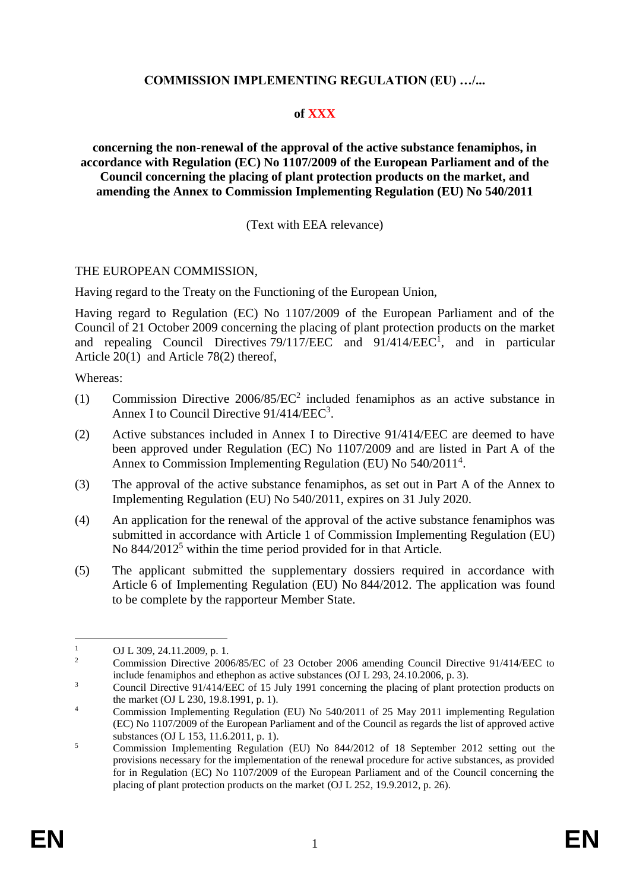**COMMISSION IMPLEMENTING REGULATION (EU) …/...**

**of XXX**

**concerning the non-renewal of the approval of the active substance fenamiphos, in accordance with Regulation (EC) No 1107/2009 of the European Parliament and of the Council concerning the placing of plant protection products on the market, and amending the Annex to Commission Implementing Regulation (EU) No 540/2011**

(Text with EEA relevance)

THE EUROPEAN COMMISSION,

Having regard to the Treaty on the Functioning of the European Union,

Having regard to Regulation (EC) No 1107/2009 of the European Parliament and of the Council of 21 October 2009 concerning the placing of plant protection products on the market and repealing Council Directives 79/117/EEC and 91/414/EEC[1], and in particular Article 20(1) and Article 78(2) thereof,

Whereas:

(1) Commission Directive 2006/85/EC[2] included fenamiphos as an active substance in Annex I to Council Directive 91/414/EEC[3].

(2) Active substances included in Annex I to Directive 91/414/EEC are deemed to have been approved under Regulation (EC) No 1107/2009 and are listed in Part A of the Annex to Commission Implementing Regulation (EU) No 540/2011[4].

(3) The approval of the active substance fenamiphos, as set out in Part A of the Annex to Implementing Regulation (EU) No 540/2011, expires on 31 July 2020.

(4) An application for the renewal of the approval of the active substance fenamiphos was submitted in accordance with Article 1 of Commission Implementing Regulation (EU) No 844/2012[5] within the time period provided for in that Article.

(5) The applicant submitted the supplementary dossiers required in accordance with Article 6 of Implementing Regulation (EU) No 844/2012. The application was found to be complete by the rapporteur Member State.

---

[1] OJ L 309, 24.11.2009, p. 1.

[2] Commission Directive 2006/85/EC of 23 October 2006 amending Council Directive 91/414/EEC to include fenamiphos and ethephon as active substances (OJ L 293, 24.10.2006, p. 3).

[3] Council Directive 91/414/EEC of 15 July 1991 concerning the placing of plant protection products on the market (OJ L 230, 19.8.1991, p. 1).

[4] Commission Implementing Regulation (EU) No 540/2011 of 25 May 2011 implementing Regulation (EC) No 1107/2009 of the European Parliament and of the Council as regards the list of approved active substances (OJ L 153, 11.6.2011, p. 1).

[5] Commission Implementing Regulation (EU) No 844/2012 of 18 September 2012 setting out the provisions necessary for the implementation of the renewal procedure for active substances, as provided for in Regulation (EC) No 1107/2009 of the European Parliament and of the Council concerning the placing of plant protection products on the market (OJ L 252, 19.9.2012, p. 26).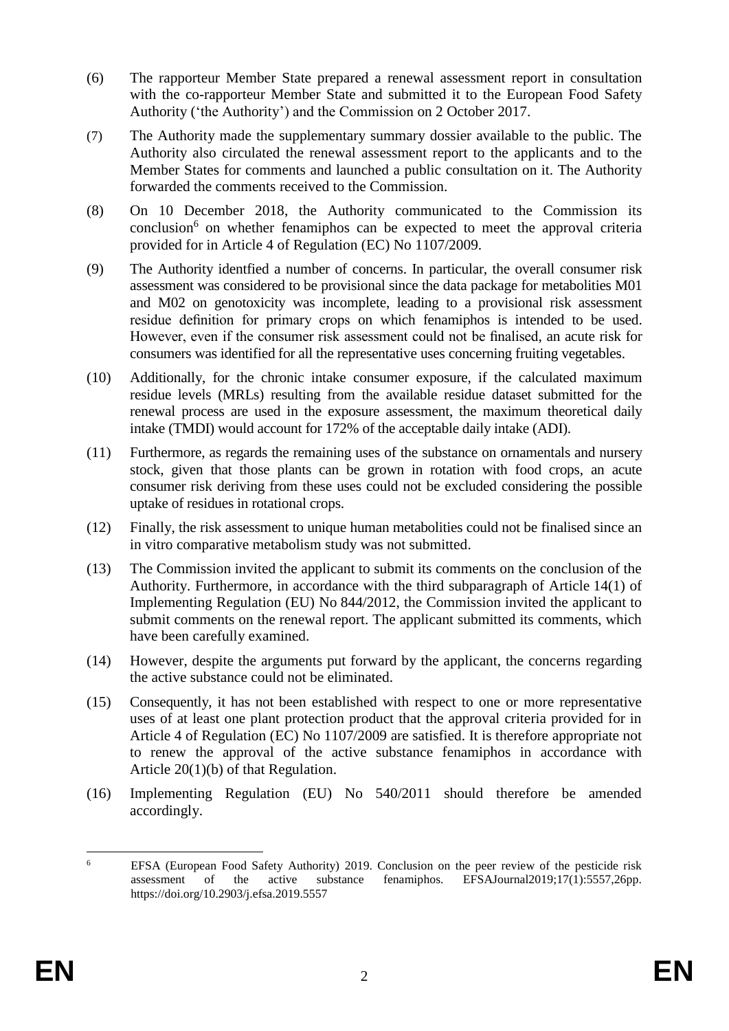(6) The rapporteur Member State prepared a renewal assessment report in consultation with the co-rapporteur Member State and submitted it to the European Food Safety Authority ('the Authority') and the Commission on 2 October 2017.

(7) The Authority made the supplementary summary dossier available to the public. The Authority also circulated the renewal assessment report to the applicants and to the Member States for comments and launched a public consultation on it. The Authority forwarded the comments received to the Commission.

(8) On 10 December 2018, the Authority communicated to the Commission its conclusion[6] on whether fenamiphos can be expected to meet the approval criteria provided for in Article 4 of Regulation (EC) No 1107/2009.

(9) The Authority identfied a number of concerns. In particular, the overall consumer risk assessment was considered to be provisional since the data package for metabolities M01 and M02 on genotoxicity was incomplete, leading to a provisional risk assessment residue definition for primary crops on which fenamiphos is intended to be used. However, even if the consumer risk assessment could not be finalised, an acute risk for consumers was identified for all the representative uses concerning fruiting vegetables.

(10) Additionally, for the chronic intake consumer exposure, if the calculated maximum residue levels (MRLs) resulting from the available residue dataset submitted for the renewal process are used in the exposure assessment, the maximum theoretical daily intake (TMDI) would account for 172% of the acceptable daily intake (ADI).

(11) Furthermore, as regards the remaining uses of the substance on ornamentals and nursery stock, given that those plants can be grown in rotation with food crops, an acute consumer risk deriving from these uses could not be excluded considering the possible uptake of residues in rotational crops.

(12) Finally, the risk assessment to unique human metabolities could not be finalised since an in vitro comparative metabolism study was not submitted.

(13) The Commission invited the applicant to submit its comments on the conclusion of the Authority. Furthermore, in accordance with the third subparagraph of Article 14(1) of Implementing Regulation (EU) No 844/2012, the Commission invited the applicant to submit comments on the renewal report. The applicant submitted its comments, which have been carefully examined.

(14) However, despite the arguments put forward by the applicant, the concerns regarding the active substance could not be eliminated.

(15) Consequently, it has not been established with respect to one or more representative uses of at least one plant protection product that the approval criteria provided for in Article 4 of Regulation (EC) No 1107/2009 are satisfied. It is therefore appropriate not to renew the approval of the active substance fenamiphos in accordance with Article 20(1)(b) of that Regulation.

(16) Implementing Regulation (EU) No 540/2011 should therefore be amended accordingly.

---

[6] EFSA (European Food Safety Authority) 2019. Conclusion on the peer review of the pesticide risk assessment of the active substance fenamiphos. EFSAJournal2019;17(1):5557,26pp. https://doi.org/10.2903/j.efsa.2019.5557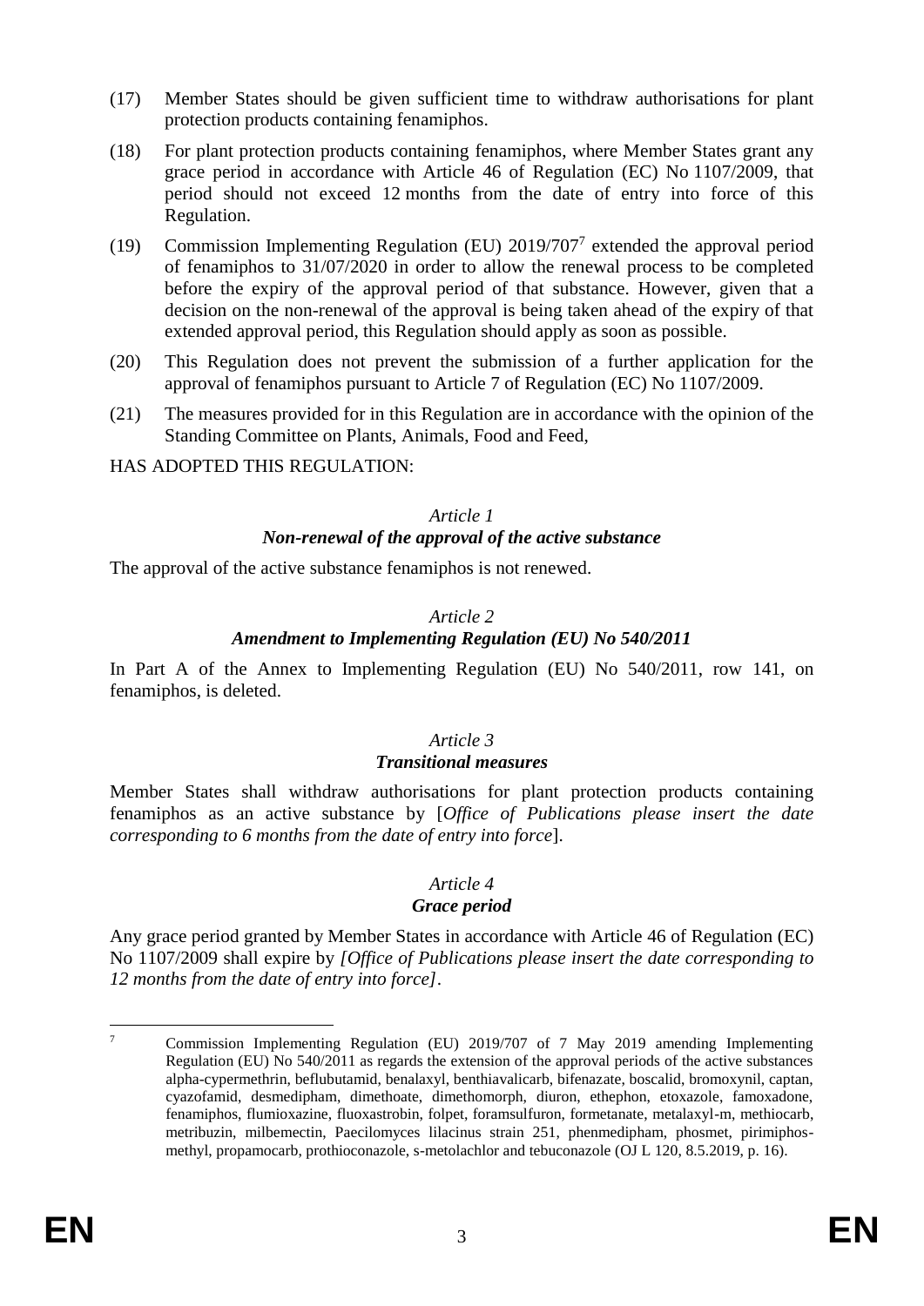(17) Member States should be given sufficient time to withdraw authorisations for plant protection products containing fenamiphos.

(18) For plant protection products containing fenamiphos, where Member States grant any grace period in accordance with Article 46 of Regulation (EC) No 1107/2009, that period should not exceed 12 months from the date of entry into force of this Regulation.

(19) Commission Implementing Regulation (EU) 2019/707[7] extended the approval period of fenamiphos to 31/07/2020 in order to allow the renewal process to be completed before the expiry of the approval period of that substance. However, given that a decision on the non-renewal of the approval is being taken ahead of the expiry of that extended approval period, this Regulation should apply as soon as possible.

(20) This Regulation does not prevent the submission of a further application for the approval of fenamiphos pursuant to Article 7 of Regulation (EC) No 1107/2009.

(21) The measures provided for in this Regulation are in accordance with the opinion of the Standing Committee on Plants, Animals, Food and Feed,

HAS ADOPTED THIS REGULATION:

*Article 1*

***Non-renewal of the approval of the active substance***

The approval of the active substance fenamiphos is not renewed.

*Article 2*

***Amendment to Implementing Regulation (EU) No 540/2011***

In Part A of the Annex to Implementing Regulation (EU) No 540/2011, row 141, on fenamiphos, is deleted.

*Article 3*

***Transitional measures***

Member States shall withdraw authorisations for plant protection products containing fenamiphos as an active substance by [*Office of Publications please insert the date corresponding to 6 months from the date of entry into force*].

*Article 4*

***Grace period***

Any grace period granted by Member States in accordance with Article 46 of Regulation (EC) No 1107/2009 shall expire by *[Office of Publications please insert the date corresponding to 12 months from the date of entry into force]*.

---

[7] Commission Implementing Regulation (EU) 2019/707 of 7 May 2019 amending Implementing Regulation (EU) No 540/2011 as regards the extension of the approval periods of the active substances alpha-cypermethrin, beflubutamid, benalaxyl, benthiavalicarb, bifenazate, boscalid, bromoxynil, captan, cyazofamid, desmedipham, dimethoate, dimethomorph, diuron, ethephon, etoxazole, famoxadone, fenamiphos, flumioxazine, fluoxastrobin, folpet, foramsulfuron, formetanate, metalaxyl-m, methiocarb, metribuzin, milbemectin, Paecilomyces lilacinus strain 251, phenmedipham, phosmet, pirimiphos-methyl, propamocarb, prothioconazole, s-metolachlor and tebuconazole (OJ L 120, 8.5.2019, p. 16).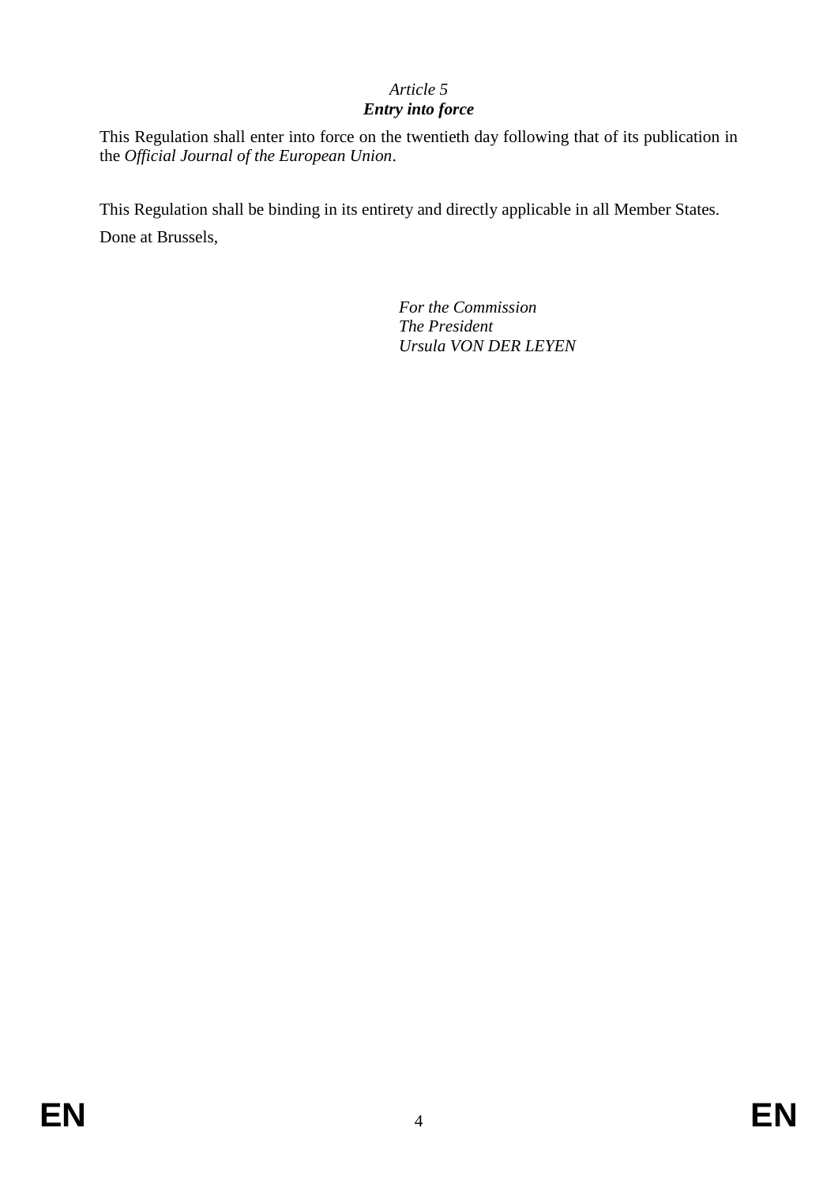*Article 5*
***Entry into force***

This Regulation shall enter into force on the twentieth day following that of its publication in the *Official Journal of the European Union*.

This Regulation shall be binding in its entirety and directly applicable in all Member States.

Done at Brussels,

*For the Commission*
*The President*
*Ursula VON DER LEYEN*